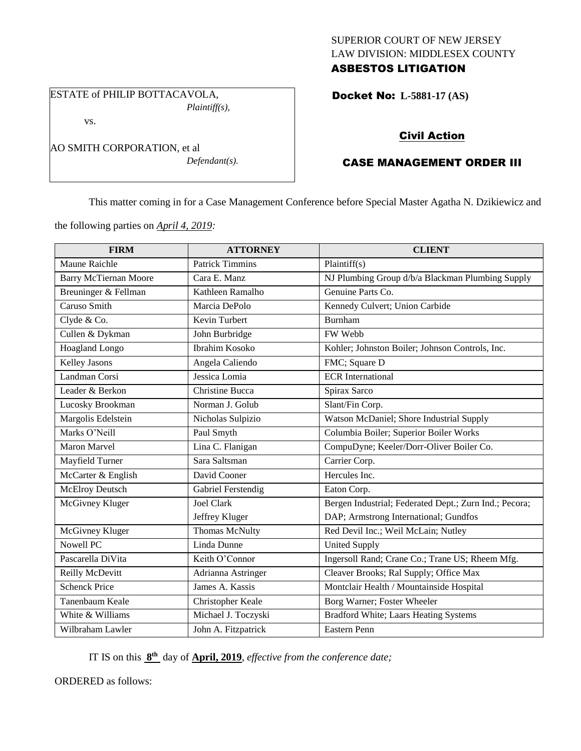SUPERIOR COURT OF NEW JERSEY
LAW DIVISION: MIDDLESEX COUNTY
**ASBESTOS LITIGATION**

ESTATE of PHILIP BOTTACAVOLA,
*Plaintiff(s),*

vs.

AO SMITH CORPORATION, et al
*Defendant(s).*

**Docket No: L-5881-17 (AS)**

**Civil Action**

**CASE MANAGEMENT ORDER III**

This matter coming in for a Case Management Conference before Special Master Agatha N. Dzikiewicz and the following parties on *April 4, 2019:*

| FIRM | ATTORNEY | CLIENT |
|---|---|---|
| Maune Raichle | Patrick Timmins | Plaintiff(s) |
| Barry McTiernan Moore | Cara E. Manz | NJ Plumbing Group d/b/a Blackman Plumbing Supply |
| Breuninger & Fellman | Kathleen Ramalho | Genuine Parts Co. |
| Caruso Smith | Marcia DePolo | Kennedy Culvert; Union Carbide |
| Clyde & Co. | Kevin Turbert | Burnham |
| Cullen & Dykman | John Burbridge | FW Webb |
| Hoagland Longo | Ibrahim Kosoko | Kohler; Johnston Boiler; Johnson Controls, Inc. |
| Kelley Jasons | Angela Caliendo | FMC; Square D |
| Landman Corsi | Jessica Lomia | ECR International |
| Leader & Berkon | Christine Bucca | Spirax Sarco |
| Lucosky Brookman | Norman J. Golub | Slant/Fin Corp. |
| Margolis Edelstein | Nicholas Sulpizio | Watson McDaniel; Shore Industrial Supply |
| Marks O'Neill | Paul Smyth | Columbia Boiler; Superior Boiler Works |
| Maron Marvel | Lina C. Flanigan | CompuDyne; Keeler/Dorr-Oliver Boiler Co. |
| Mayfield Turner | Sara Saltsman | Carrier Corp. |
| McCarter & English | David Cooner | Hercules Inc. |
| McElroy Deutsch | Gabriel Ferstendig | Eaton Corp. |
| McGivney Kluger | Joel Clark<br>Jeffrey Kluger | Bergen Industrial; Federated Dept.; Zurn Ind.; Pecora; DAP; Armstrong International; Gundfos |
| McGivney Kluger | Thomas McNulty | Red Devil Inc.; Weil McLain; Nutley |
| Nowell PC | Linda Dunne | United Supply |
| Pascarella DiVita | Keith O'Connor | Ingersoll Rand; Crane Co.; Trane US; Rheem Mfg. |
| Reilly McDevitt | Adrianna Astringer | Cleaver Brooks; Ral Supply; Office Max |
| Schenck Price | James A. Kassis | Montclair Health / Mountainside Hospital |
| Tanenbaum Keale | Christopher Keale | Borg Warner; Foster Wheeler |
| White & Williams | Michael J. Toczyski | Bradford White; Laars Heating Systems |
| Wilbraham Lawler | John A. Fitzpatrick | Eastern Penn |

IT IS on this **8th** day of **April, 2019**, *effective from the conference date;*

ORDERED as follows: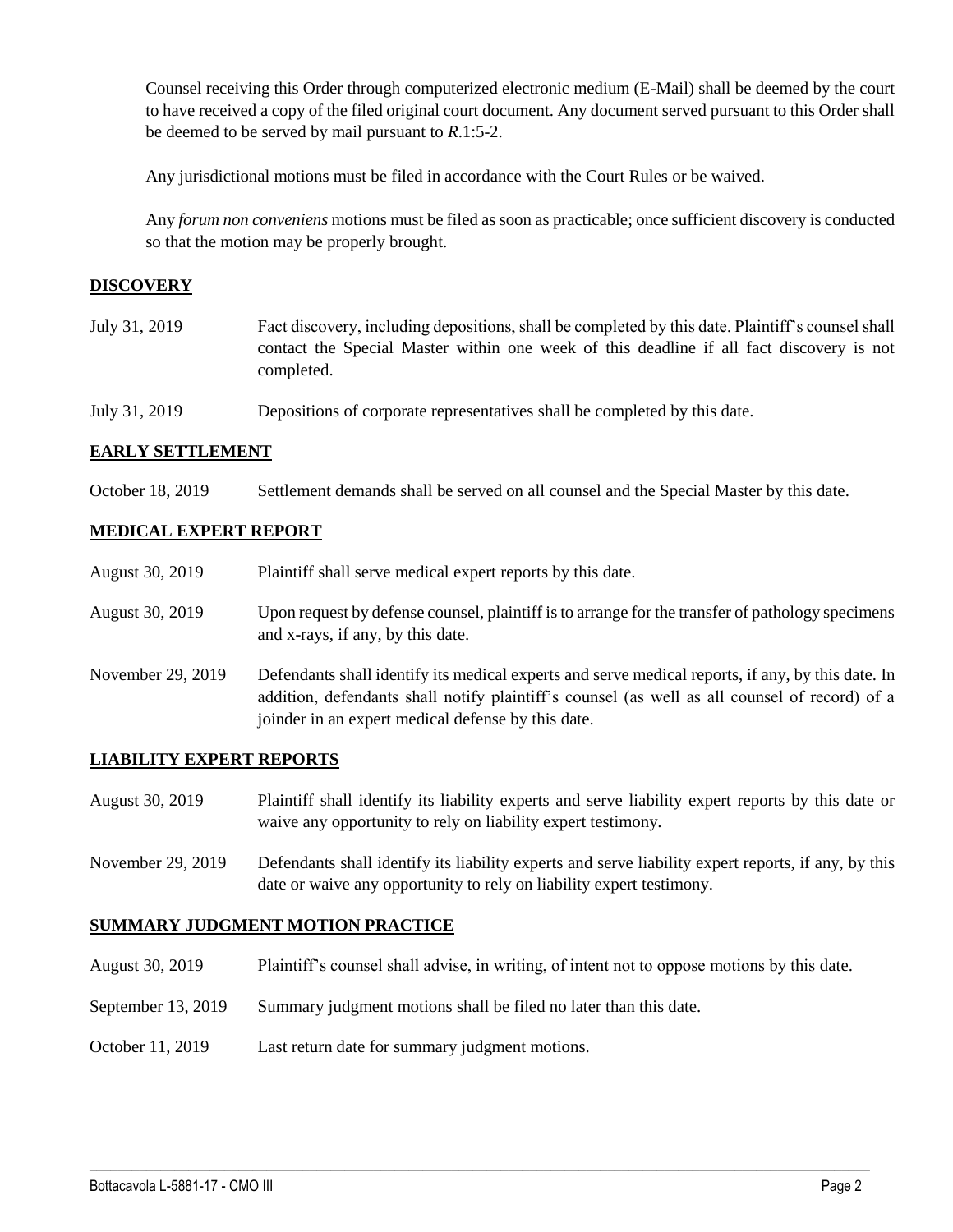Counsel receiving this Order through computerized electronic medium (E-Mail) shall be deemed by the court to have received a copy of the filed original court document. Any document served pursuant to this Order shall be deemed to be served by mail pursuant to *R*.1:5-2.

Any jurisdictional motions must be filed in accordance with the Court Rules or be waived.

Any *forum non conveniens* motions must be filed as soon as practicable; once sufficient discovery is conducted so that the motion may be properly brought.

## DISCOVERY

| | |
|---|---|
| July 31, 2019 | Fact discovery, including depositions, shall be completed by this date. Plaintiff's counsel shall contact the Special Master within one week of this deadline if all fact discovery is not completed. |
| July 31, 2019 | Depositions of corporate representatives shall be completed by this date. |

## EARLY SETTLEMENT

| | |
|---|---|
| October 18, 2019 | Settlement demands shall be served on all counsel and the Special Master by this date. |

## MEDICAL EXPERT REPORT

| | |
|---|---|
| August 30, 2019 | Plaintiff shall serve medical expert reports by this date. |
| August 30, 2019 | Upon request by defense counsel, plaintiff is to arrange for the transfer of pathology specimens and x-rays, if any, by this date. |
| November 29, 2019 | Defendants shall identify its medical experts and serve medical reports, if any, by this date. In addition, defendants shall notify plaintiff's counsel (as well as all counsel of record) of a joinder in an expert medical defense by this date. |

## LIABILITY EXPERT REPORTS

| | |
|---|---|
| August 30, 2019 | Plaintiff shall identify its liability experts and serve liability expert reports by this date or waive any opportunity to rely on liability expert testimony. |
| November 29, 2019 | Defendants shall identify its liability experts and serve liability expert reports, if any, by this date or waive any opportunity to rely on liability expert testimony. |

## SUMMARY JUDGMENT MOTION PRACTICE

| | |
|---|---|
| August 30, 2019 | Plaintiff's counsel shall advise, in writing, of intent not to oppose motions by this date. |
| September 13, 2019 | Summary judgment motions shall be filed no later than this date. |
| October 11, 2019 | Last return date for summary judgment motions. |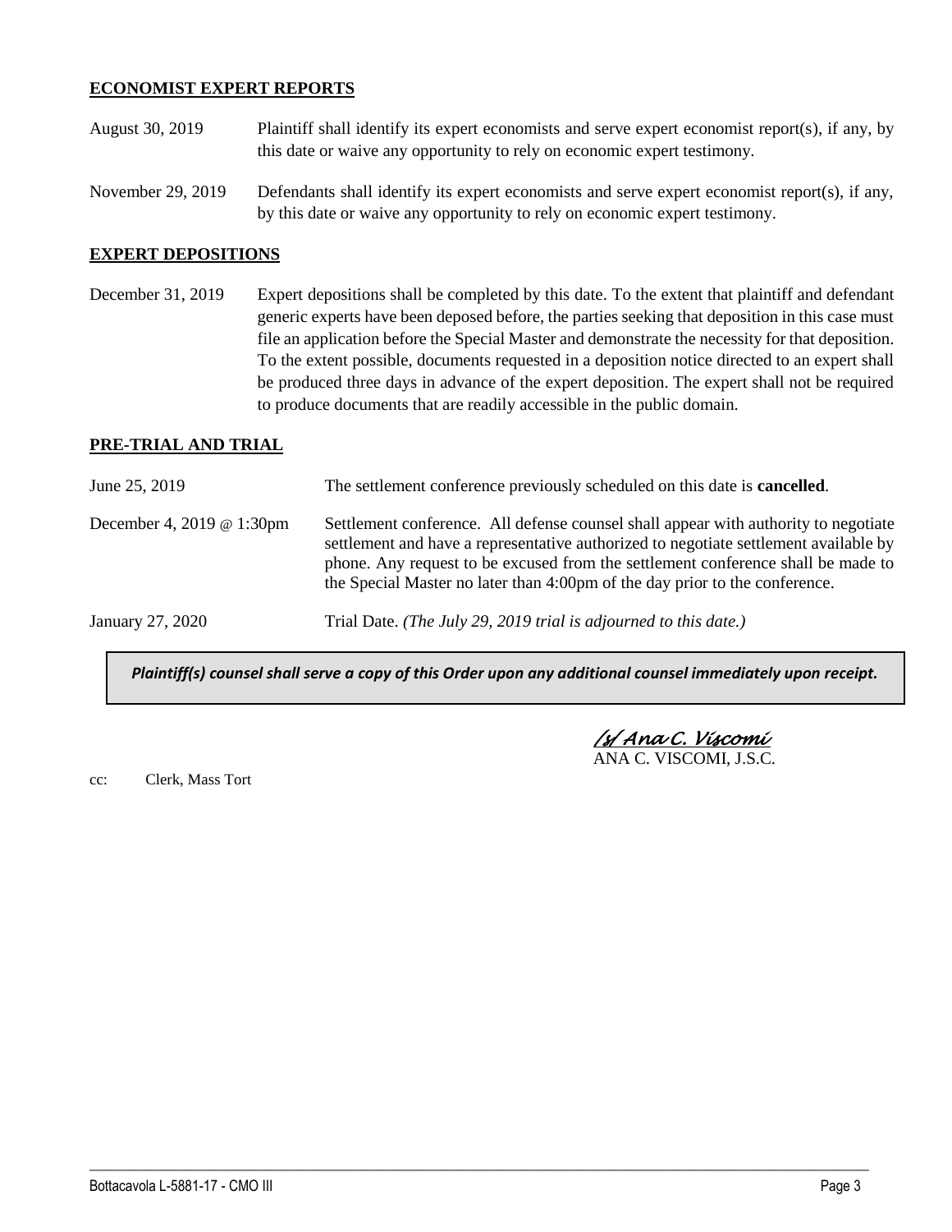## ECONOMIST EXPERT REPORTS

| | |
|---|---|
| August 30, 2019 | Plaintiff shall identify its expert economists and serve expert economist report(s), if any, by this date or waive any opportunity to rely on economic expert testimony. |
| November 29, 2019 | Defendants shall identify its expert economists and serve expert economist report(s), if any, by this date or waive any opportunity to rely on economic expert testimony. |

## EXPERT DEPOSITIONS

| | |
|---|---|
| December 31, 2019 | Expert depositions shall be completed by this date. To the extent that plaintiff and defendant generic experts have been deposed before, the parties seeking that deposition in this case must file an application before the Special Master and demonstrate the necessity for that deposition. To the extent possible, documents requested in a deposition notice directed to an expert shall be produced three days in advance of the expert deposition. The expert shall not be required to produce documents that are readily accessible in the public domain. |

## PRE-TRIAL AND TRIAL

| | |
|---|---|
| June 25, 2019 | The settlement conference previously scheduled on this date is **cancelled**. |
| December 4, 2019 @ 1:30pm | Settlement conference. All defense counsel shall appear with authority to negotiate settlement and have a representative authorized to negotiate settlement available by phone. Any request to be excused from the settlement conference shall be made to the Special Master no later than 4:00pm of the day prior to the conference. |
| January 27, 2020 | Trial Date. *(The July 29, 2019 trial is adjourned to this date.)* |

***Plaintiff(s) counsel shall serve a copy of this Order upon any additional counsel immediately upon receipt.***

*/s/ Ana C. Viscomi*
ANA C. VISCOMI, J.S.C.

cc: Clerk, Mass Tort

Bottacavola L-5881-17 - CMO III